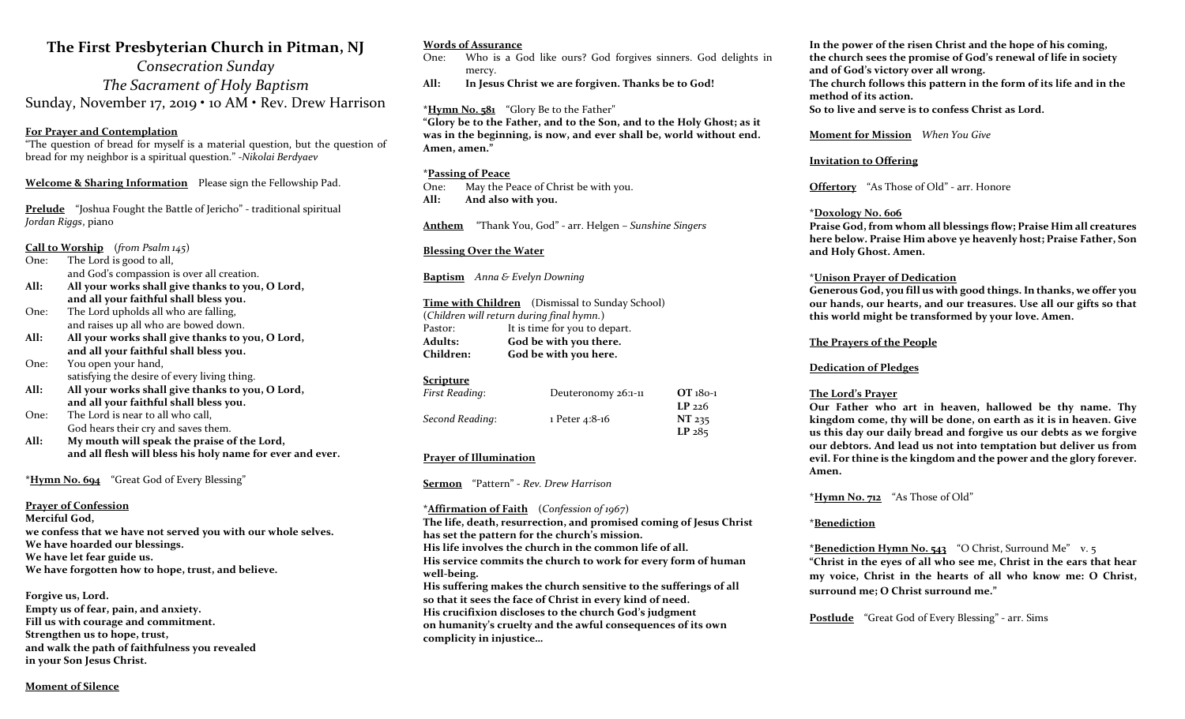# The First Presbyterian Church in Pitman, NJ

*Consecration Sunday*

*The Sacrament of Holy Baptism*

Sunday, November 17, 2019 • 10 AM • Rev. Drew Harrison

**For Prayer and Contemplation**

"The question of bread for myself is a material question, but the question of bread for my neighbor is a spiritual question." -*Nikolai Berdyaev*

**Welcome & Sharing Information** Please sign the Fellowship Pad.

**Prelude** "Joshua Fought the Battle of Jericho" - traditional spiritual
*Jordan Riggs*, piano

**Call to Worship** (*from Psalm 145*)

One: The Lord is good to all,
and God's compassion is over all creation.

**All: All your works shall give thanks to you, O Lord,
and all your faithful shall bless you.**

One: The Lord upholds all who are falling,
and raises up all who are bowed down.

**All: All your works shall give thanks to you, O Lord,
and all your faithful shall bless you.**

One: You open your hand,
satisfying the desire of every living thing.

**All: All your works shall give thanks to you, O Lord,
and all your faithful shall bless you.**

One: The Lord is near to all who call,
God hears their cry and saves them.

**All: My mouth will speak the praise of the Lord,
and all flesh will bless his holy name for ever and ever.**

\***Hymn No. 694** "Great God of Every Blessing"

**Prayer of Confession**

**Merciful God,
we confess that we have not served you with our whole selves.
We have hoarded our blessings.
We have let fear guide us.
We have forgotten how to hope, trust, and believe.**

**Forgive us, Lord.
Empty us of fear, pain, and anxiety.
Fill us with courage and commitment.
Strengthen us to hope, trust,
and walk the path of faithfulness you revealed
in your Son Jesus Christ.**

**Moment of Silence**

**Words of Assurance**

One: Who is a God like ours? God forgives sinners. God delights in mercy.

**All: In Jesus Christ we are forgiven. Thanks be to God!**

\***Hymn No. 581** "Glory Be to the Father"

**"Glory be to the Father, and to the Son, and to the Holy Ghost; as it was in the beginning, is now, and ever shall be, world without end. Amen, amen."**

\***Passing of Peace**

One: May the Peace of Christ be with you.

**All: And also with you.**

**Anthem** "Thank You, God" - arr. Helgen – *Sunshine Singers*

**Blessing Over the Water**

**Baptism** *Anna & Evelyn Downing*

**Time with Children** (Dismissal to Sunday School)
(*Children will return during final hymn.*)

Pastor: It is time for you to depart.

**Adults: God be with you there.**

**Children: God be with you here.**

**Scripture**

| | | |
|---|---|---|
| *First Reading*: | Deuteronomy 26:1-11 | **OT** 180-1 |
| | | **LP** 226 |
| *Second Reading*: | 1 Peter 4:8-16 | **NT** 235 |
| | | **LP** 285 |

**Prayer of Illumination**

**Sermon** "Pattern" - *Rev. Drew Harrison*

\***Affirmation of Faith** (*Confession of 1967*)

**The life, death, resurrection, and promised coming of Jesus Christ has set the pattern for the church's mission.
His life involves the church in the common life of all.
His service commits the church to work for every form of human well-being.
His suffering makes the church sensitive to the sufferings of all so that it sees the face of Christ in every kind of need.
His crucifixion discloses to the church God's judgment on humanity's cruelty and the awful consequences of its own complicity in injustice…**

**In the power of the risen Christ and the hope of his coming, the church sees the promise of God's renewal of life in society and of God's victory over all wrong.
The church follows this pattern in the form of its life and in the method of its action.
So to live and serve is to confess Christ as Lord.**

**Moment for Mission** *When You Give*

**Invitation to Offering**

**Offertory** "As Those of Old" - arr. Honore

\***Doxology No. 606**

**Praise God, from whom all blessings flow; Praise Him all creatures here below. Praise Him above ye heavenly host; Praise Father, Son and Holy Ghost. Amen.**

\***Unison Prayer of Dedication**

**Generous God, you fill us with good things. In thanks, we offer you our hands, our hearts, and our treasures. Use all our gifts so that this world might be transformed by your love. Amen.**

**The Prayers of the People**

**Dedication of Pledges**

**The Lord's Prayer**

**Our Father who art in heaven, hallowed be thy name. Thy kingdom come, thy will be done, on earth as it is in heaven. Give us this day our daily bread and forgive us our debts as we forgive our debtors. And lead us not into temptation but deliver us from evil. For thine is the kingdom and the power and the glory forever. Amen.**

\***Hymn No. 712** "As Those of Old"

\***Benediction**

\***Benediction Hymn No. 543** "O Christ, Surround Me" v. 5

**"Christ in the eyes of all who see me, Christ in the ears that hear my voice, Christ in the hearts of all who know me: O Christ, surround me; O Christ surround me."**

**Postlude** "Great God of Every Blessing" - arr. Sims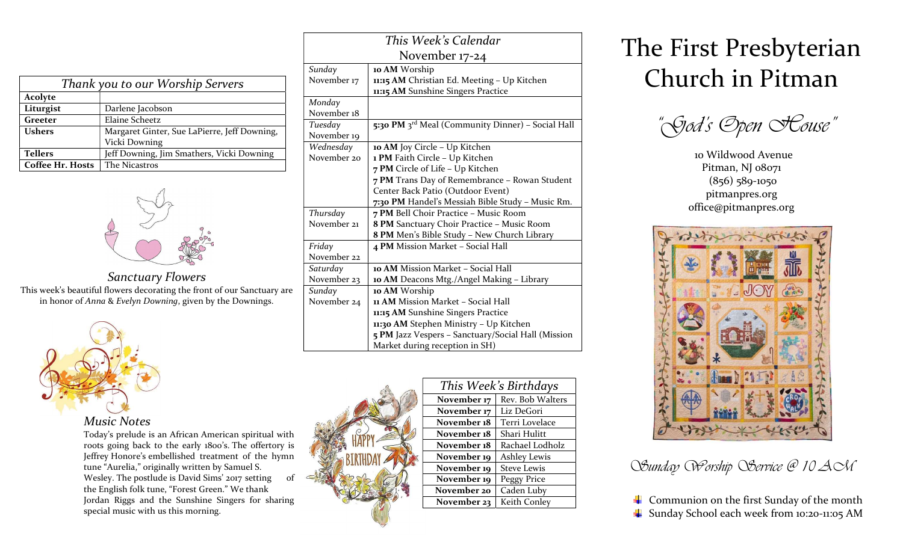| Thank you to our Worship Servers | |
|---|---|
| **Acolyte** | |
| **Liturgist** | Darlene Jacobson |
| **Greeter** | Elaine Scheetz |
| **Ushers** | Margaret Ginter, Sue LaPierre, Jeff Downing, Vicki Downing |
| **Tellers** | Jeff Downing, Jim Smathers, Vicki Downing |
| **Coffee Hr. Hosts** | The Nicastros |

### *Sanctuary Flowers*

This week's beautiful flowers decorating the front of our Sanctuary are in honor of *Anna* & *Evelyn Downing*, given by the Downings.

### *Music Notes*

Today's prelude is an African American spiritual with roots going back to the early 1800's. The offertory is Jeffrey Honore's embellished treatment of the hymn tune "Aurelia," originally written by Samuel S. Wesley. The postlude is David Sims' 2017 setting of the English folk tune, "Forest Green." We thank Jordan Riggs and the Sunshine Singers for sharing special music with us this morning.

| *This Week's Calendar* November 17-24 | |
|---|---|
| *Sunday* November 17 | **10 AM** Worship<br>**11:15 AM** Christian Ed. Meeting – Up Kitchen<br>**11:15 AM** Sunshine Singers Practice |
| *Monday* November 18 | |
| *Tuesday* November 19 | **5:30 PM** 3rd Meal (Community Dinner) – Social Hall |
| *Wednesday* November 20 | **10 AM** Joy Circle – Up Kitchen<br>**1 PM** Faith Circle – Up Kitchen<br>**7 PM** Circle of Life – Up Kitchen<br>**7 PM** Trans Day of Remembrance – Rowan Student Center Back Patio (Outdoor Event)<br>**7:30 PM** Handel's Messiah Bible Study – Music Rm. |
| *Thursday* November 21 | **7 PM** Bell Choir Practice – Music Room<br>**8 PM** Sanctuary Choir Practice – Music Room<br>**8 PM** Men's Bible Study – New Church Library |
| *Friday* November 22 | **4 PM** Mission Market – Social Hall |
| *Saturday* November 23 | **10 AM** Mission Market – Social Hall<br>**10 AM** Deacons Mtg./Angel Making – Library |
| *Sunday* November 24 | **10 AM** Worship<br>**11 AM** Mission Market – Social Hall<br>**11:15 AM** Sunshine Singers Practice<br>**11:30 AM** Stephen Ministry – Up Kitchen<br>**5 PM** Jazz Vespers – Sanctuary/Social Hall (Mission Market during reception in SH) |

| *This Week's Birthdays* | |
|---|---|
| **November 17** | Rev. Bob Walters |
| **November 17** | Liz DeGori |
| **November 18** | Terri Lovelace |
| **November 18** | Shari Hulitt |
| **November 18** | Rachael Lodholz |
| **November 19** | Ashley Lewis |
| **November 19** | Steve Lewis |
| **November 19** | Peggy Price |
| **November 20** | Caden Luby |
| **November 23** | Keith Conley |

# The First Presbyterian Church in Pitman

*"God's Open House"*

10 Wildwood Avenue
Pitman, NJ 08071
(856) 589-1050
pitmanpres.org
office@pitmanpres.org

*Sunday Worship Service @ 10 AM*

- Communion on the first Sunday of the month
- Sunday School each week from 10:20-11:05 AM